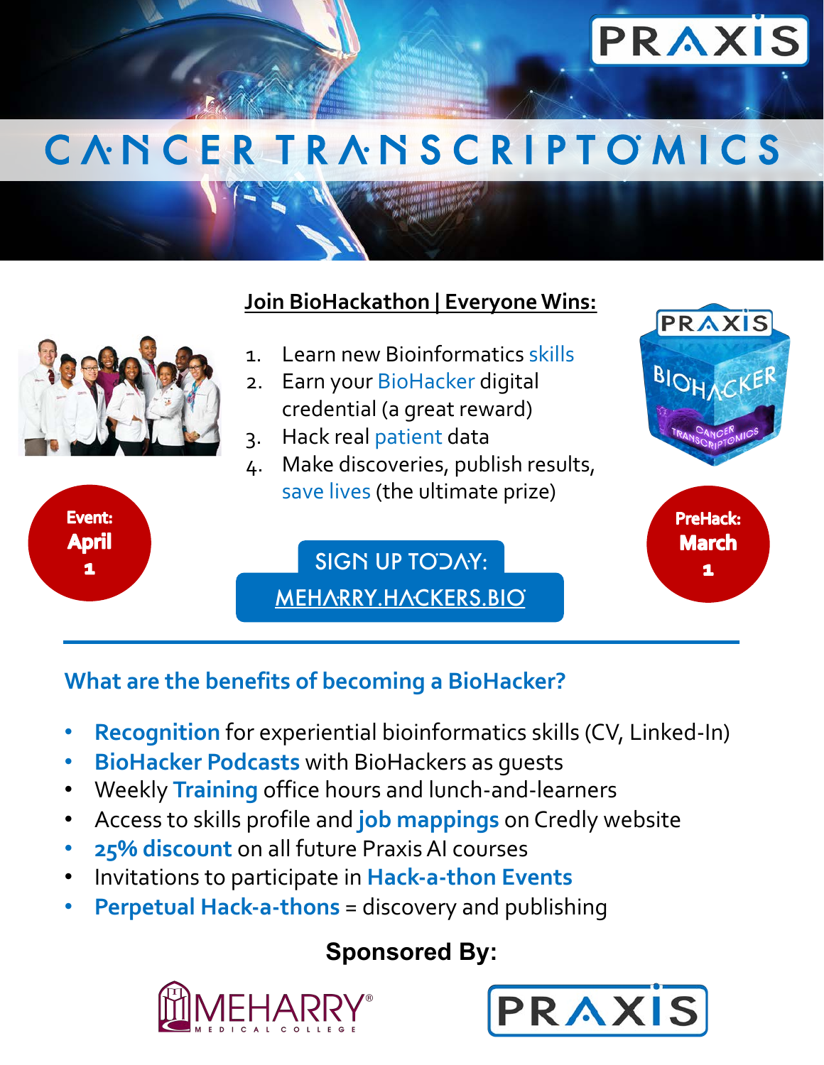PRAXIS

# CANCER TRANSCRIPTOMICS

## Join BioHackathon | Everyone Wins:

1. Learn new Bioinformatics skills
2. Earn your BioHacker digital credential (a great reward)
3. Hack real patient data
4. Make discoveries, publish results, save lives (the ultimate prize)

**Event: April 1**

**PreHack: March 1**

SIGN UP TODAY: MEHARRY.HACKERS.BIO

## What are the benefits of becoming a BioHacker?

- **Recognition** for experiential bioinformatics skills (CV, Linked-In)
- **BioHacker Podcasts** with BioHackers as guests
- Weekly **Training** office hours and lunch-and-learners
- Access to skills profile and **job mappings** on Credly website
- **25% discount** on all future Praxis AI courses
- Invitations to participate in **Hack-a-thon Events**
- **Perpetual Hack-a-thons** = discovery and publishing

**Sponsored By:**

MEHARRY MEDICAL COLLEGE

PRAXIS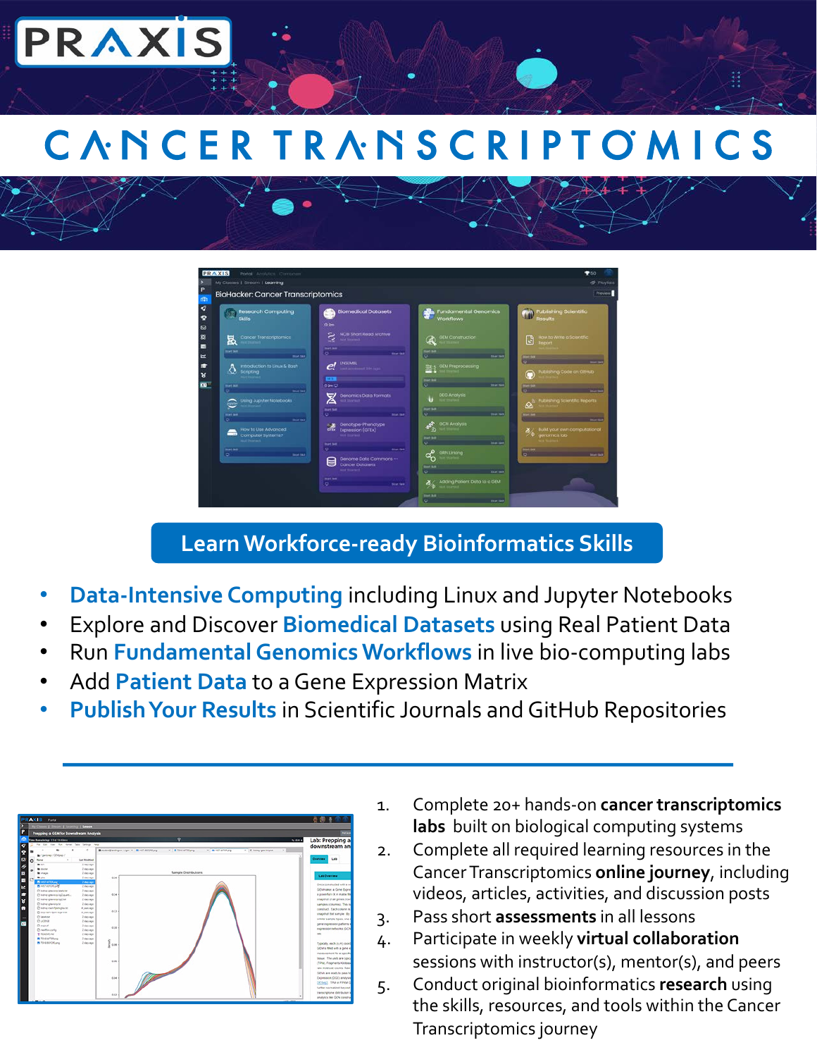# PRAXIS

# CANCER TRANSCRIPTOMICS

## Learn Workforce-ready Bioinformatics Skills

- **Data-Intensive Computing** including Linux and Jupyter Notebooks
- Explore and Discover **Biomedical Datasets** using Real Patient Data
- Run **Fundamental Genomics Workflows** in live bio-computing labs
- Add **Patient Data** to a Gene Expression Matrix
- **Publish Your Results** in Scientific Journals and GitHub Repositories

---

1. Complete 20+ hands-on **cancer transcriptomics labs** built on biological computing systems
2. Complete all required learning resources in the Cancer Transcriptomics **online journey**, including videos, articles, activities, and discussion posts
3. Pass short **assessments** in all lessons
4. Participate in weekly **virtual collaboration** sessions with instructor(s), mentor(s), and peers
5. Conduct original bioinformatics **research** using the skills, resources, and tools within the Cancer Transcriptomics journey